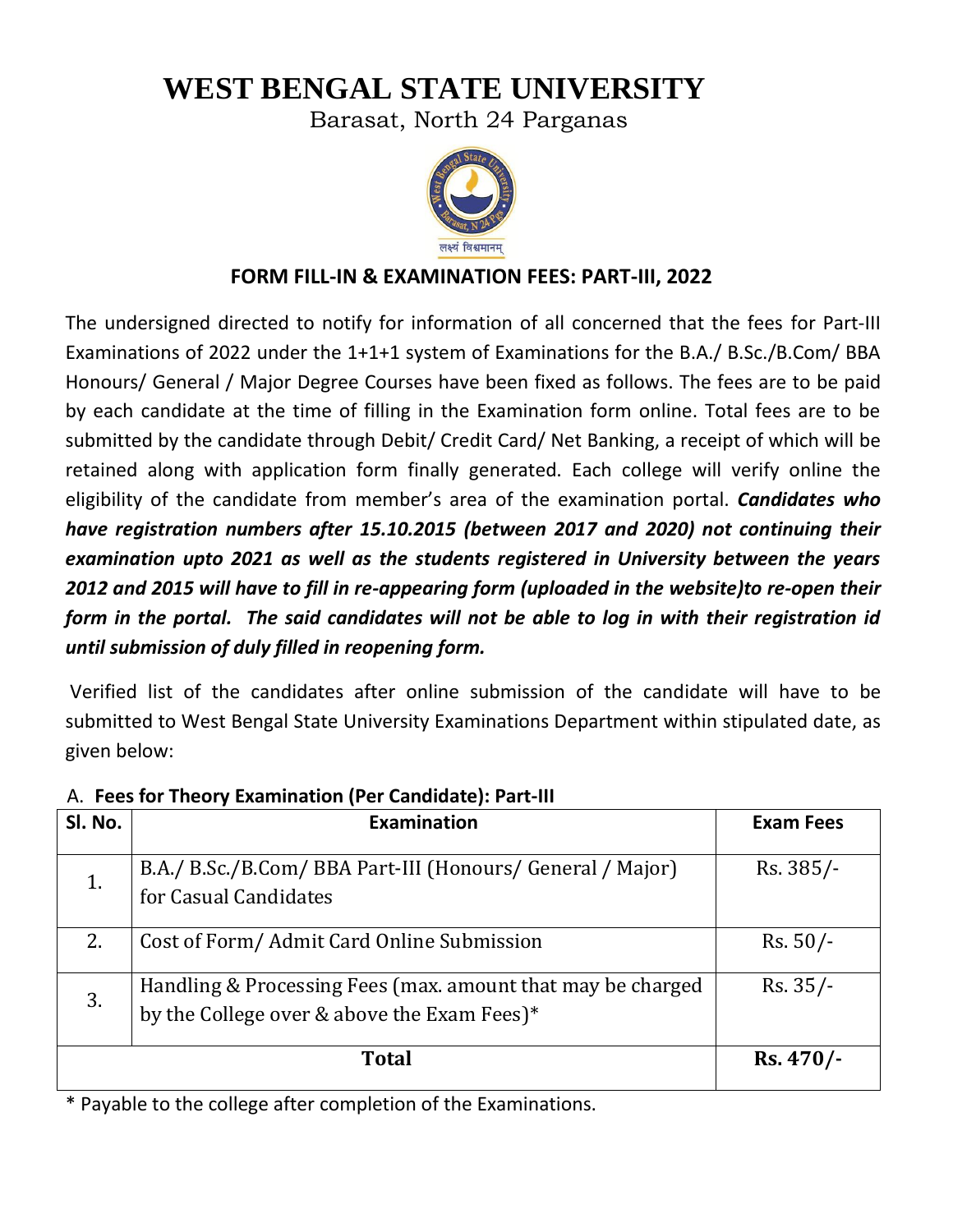# WEST BENGAL STATE UNIVERSITY

Barasat, North 24 Parganas

लक्ष्यं विश्वमानम्

## FORM FILL-IN & EXAMINATION FEES: PART-III, 2022

The undersigned directed to notify for information of all concerned that the fees for Part-III Examinations of 2022 under the 1+1+1 system of Examinations for the B.A./ B.Sc./B.Com/ BBA Honours/ General / Major Degree Courses have been fixed as follows. The fees are to be paid by each candidate at the time of filling in the Examination form online. Total fees are to be submitted by the candidate through Debit/ Credit Card/ Net Banking, a receipt of which will be retained along with application form finally generated. Each college will verify online the eligibility of the candidate from member's area of the examination portal. ***Candidates who have registration numbers after 15.10.2015 (between 2017 and 2020) not continuing their examination upto 2021 as well as the students registered in University between the years 2012 and 2015 will have to fill in re-appearing form (uploaded in the website)to re-open their form in the portal. The said candidates will not be able to log in with their registration id until submission of duly filled in reopening form.***

Verified list of the candidates after online submission of the candidate will have to be submitted to West Bengal State University Examinations Department within stipulated date, as given below:

A. **Fees for Theory Examination (Per Candidate): Part-III**

| Sl. No. | Examination | Exam Fees |
|---|---|---|
| 1. | B.A./ B.Sc./B.Com/ BBA Part-III (Honours/ General / Major) for Casual Candidates | Rs. 385/- |
| 2. | Cost of Form/ Admit Card Online Submission | Rs. 50/- |
| 3. | Handling & Processing Fees (max. amount that may be charged by the College over & above the Exam Fees)* | Rs. 35/- |
| **Total** | | **Rs. 470/-** |

\* Payable to the college after completion of the Examinations.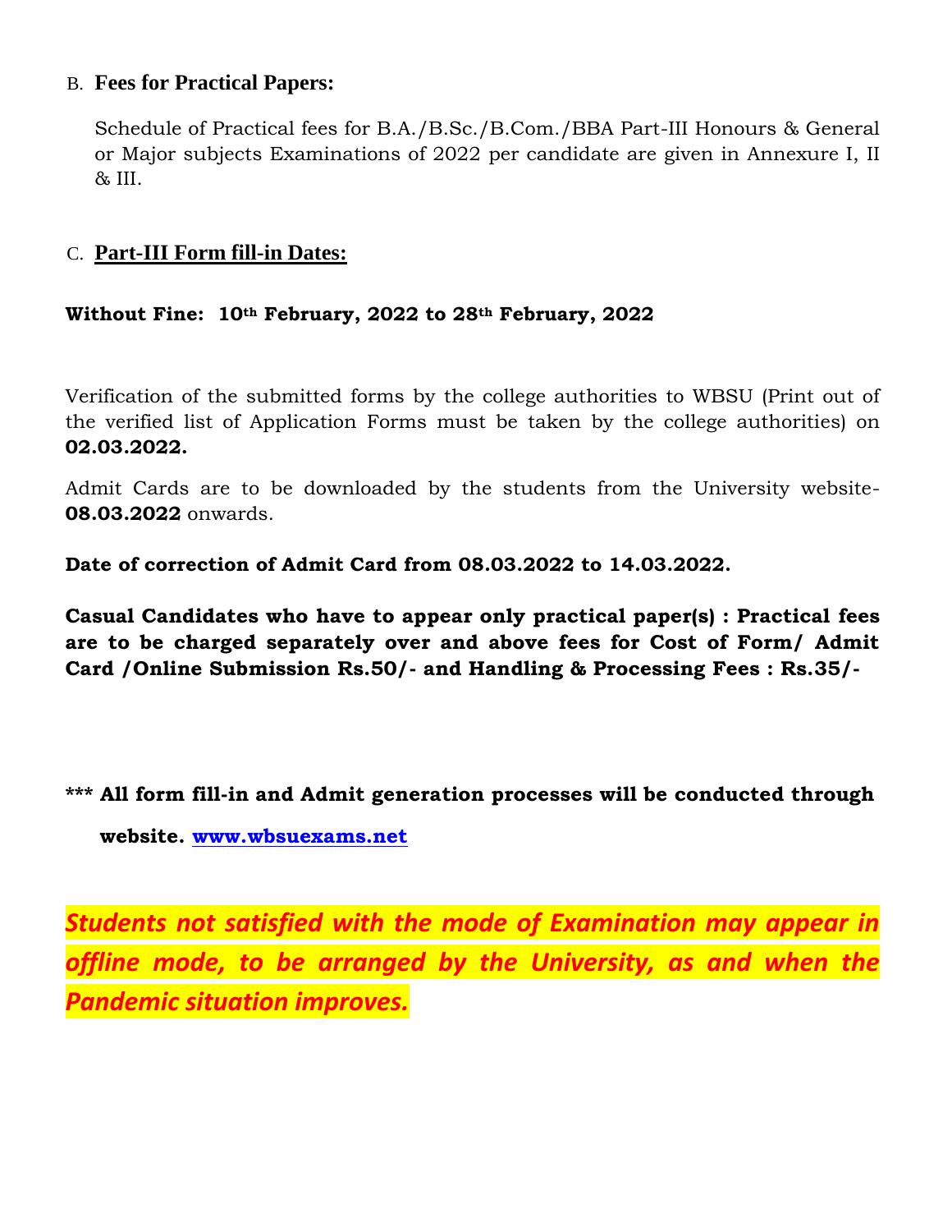B. **Fees for Practical Papers:**

Schedule of Practical fees for B.A./B.Sc./B.Com./BBA Part-III Honours & General or Major subjects Examinations of 2022 per candidate are given in Annexure I, II & III.

C. **Part-III Form fill-in Dates:**

**Without Fine: 10th February, 2022 to 28th February, 2022**

Verification of the submitted forms by the college authorities to WBSU (Print out of the verified list of Application Forms must be taken by the college authorities) on **02.03.2022.**

Admit Cards are to be downloaded by the students from the University website- **08.03.2022** onwards.

**Date of correction of Admit Card from 08.03.2022 to 14.03.2022.**

**Casual Candidates who have to appear only practical paper(s) : Practical fees are to be charged separately over and above fees for Cost of Form/ Admit Card /Online Submission Rs.50/- and Handling & Processing Fees : Rs.35/-**

**\*\*\* All form fill-in and Admit generation processes will be conducted through website. www.wbsuexams.net**

***Students not satisfied with the mode of Examination may appear in offline mode, to be arranged by the University, as and when the Pandemic situation improves.***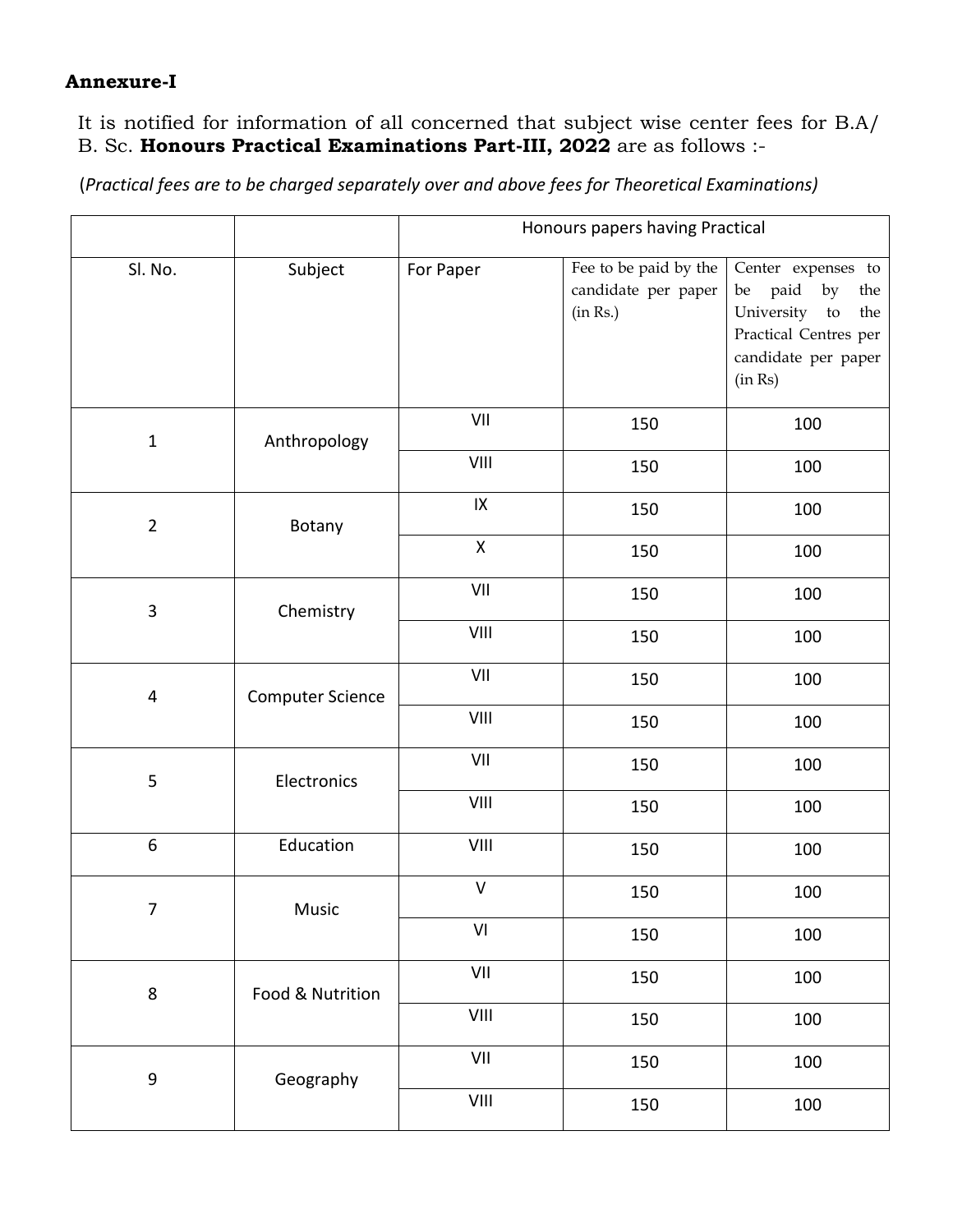**Annexure-I**

It is notified for information of all concerned that subject wise center fees for B.A/ B. Sc. **Honours Practical Examinations Part-III, 2022** are as follows :-

(*Practical fees are to be charged separately over and above fees for Theoretical Examinations)*

| | | Honours papers having Practical | | |
|---|---|---|---|---|
| Sl. No. | Subject | For Paper | Fee to be paid by the candidate per paper (in Rs.) | Center expenses to be paid by the University to the Practical Centres per candidate per paper (in Rs) |
| 1 | Anthropology | VII | 150 | 100 |
| | | VIII | 150 | 100 |
| 2 | Botany | IX | 150 | 100 |
| | | X | 150 | 100 |
| 3 | Chemistry | VII | 150 | 100 |
| | | VIII | 150 | 100 |
| 4 | Computer Science | VII | 150 | 100 |
| | | VIII | 150 | 100 |
| 5 | Electronics | VII | 150 | 100 |
| | | VIII | 150 | 100 |
| 6 | Education | VIII | 150 | 100 |
| 7 | Music | V | 150 | 100 |
| | | VI | 150 | 100 |
| 8 | Food & Nutrition | VII | 150 | 100 |
| | | VIII | 150 | 100 |
| 9 | Geography | VII | 150 | 100 |
| | | VIII | 150 | 100 |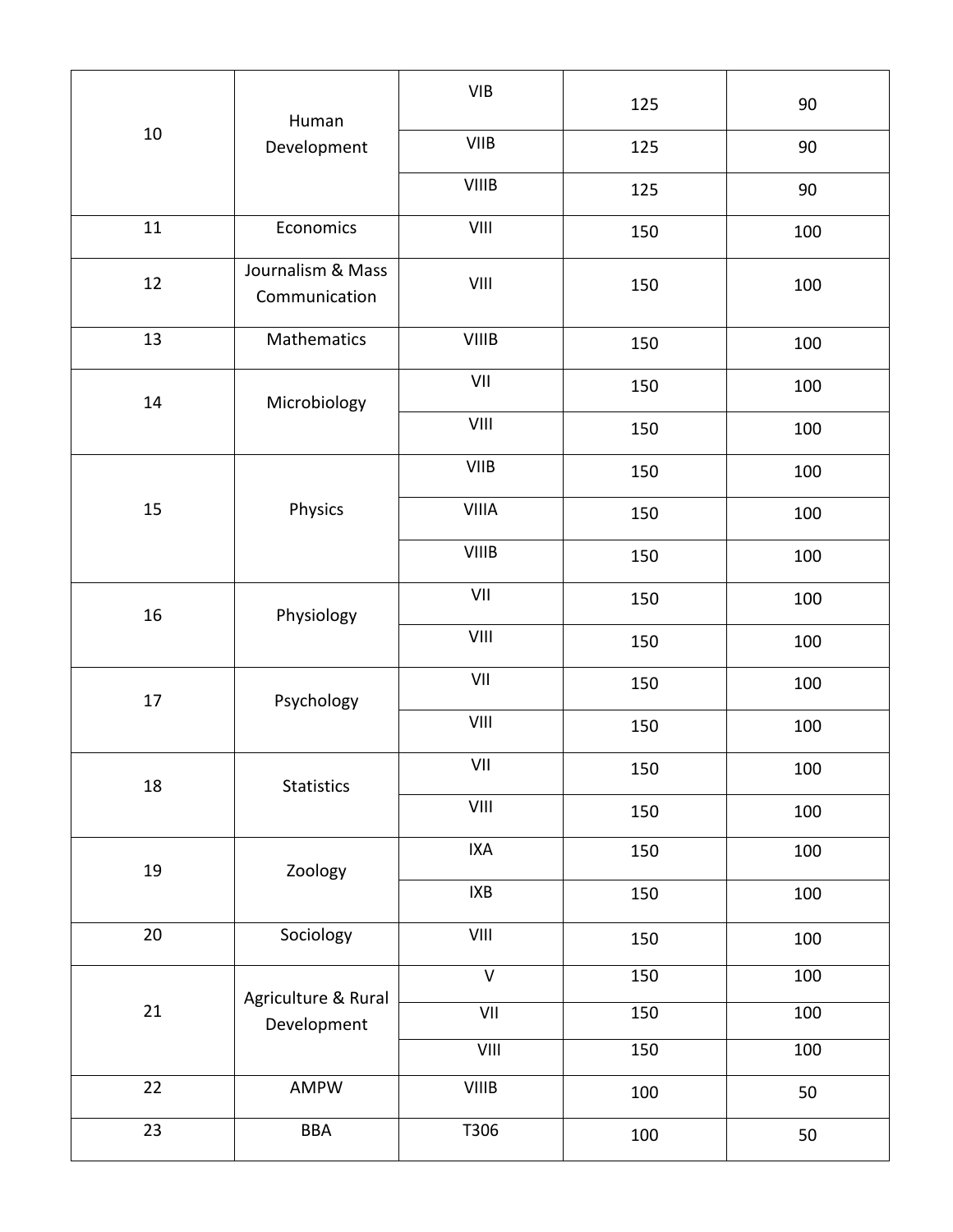| | | | | |
|---|---|---|---|---|
| 10 | Human Development | VIB | 125 | 90 |
| | | VIIB | 125 | 90 |
| | | VIIIB | 125 | 90 |
| 11 | Economics | VIII | 150 | 100 |
| 12 | Journalism & Mass Communication | VIII | 150 | 100 |
| 13 | Mathematics | VIIIB | 150 | 100 |
| 14 | Microbiology | VII | 150 | 100 |
| | | VIII | 150 | 100 |
| 15 | Physics | VIIB | 150 | 100 |
| | | VIIIA | 150 | 100 |
| | | VIIIB | 150 | 100 |
| 16 | Physiology | VII | 150 | 100 |
| | | VIII | 150 | 100 |
| 17 | Psychology | VII | 150 | 100 |
| | | VIII | 150 | 100 |
| 18 | Statistics | VII | 150 | 100 |
| | | VIII | 150 | 100 |
| 19 | Zoology | IXA | 150 | 100 |
| | | IXB | 150 | 100 |
| 20 | Sociology | VIII | 150 | 100 |
| 21 | Agriculture & Rural Development | V | 150 | 100 |
| | | VII | 150 | 100 |
| | | VIII | 150 | 100 |
| 22 | AMPW | VIIIB | 100 | 50 |
| 23 | BBA | T306 | 100 | 50 |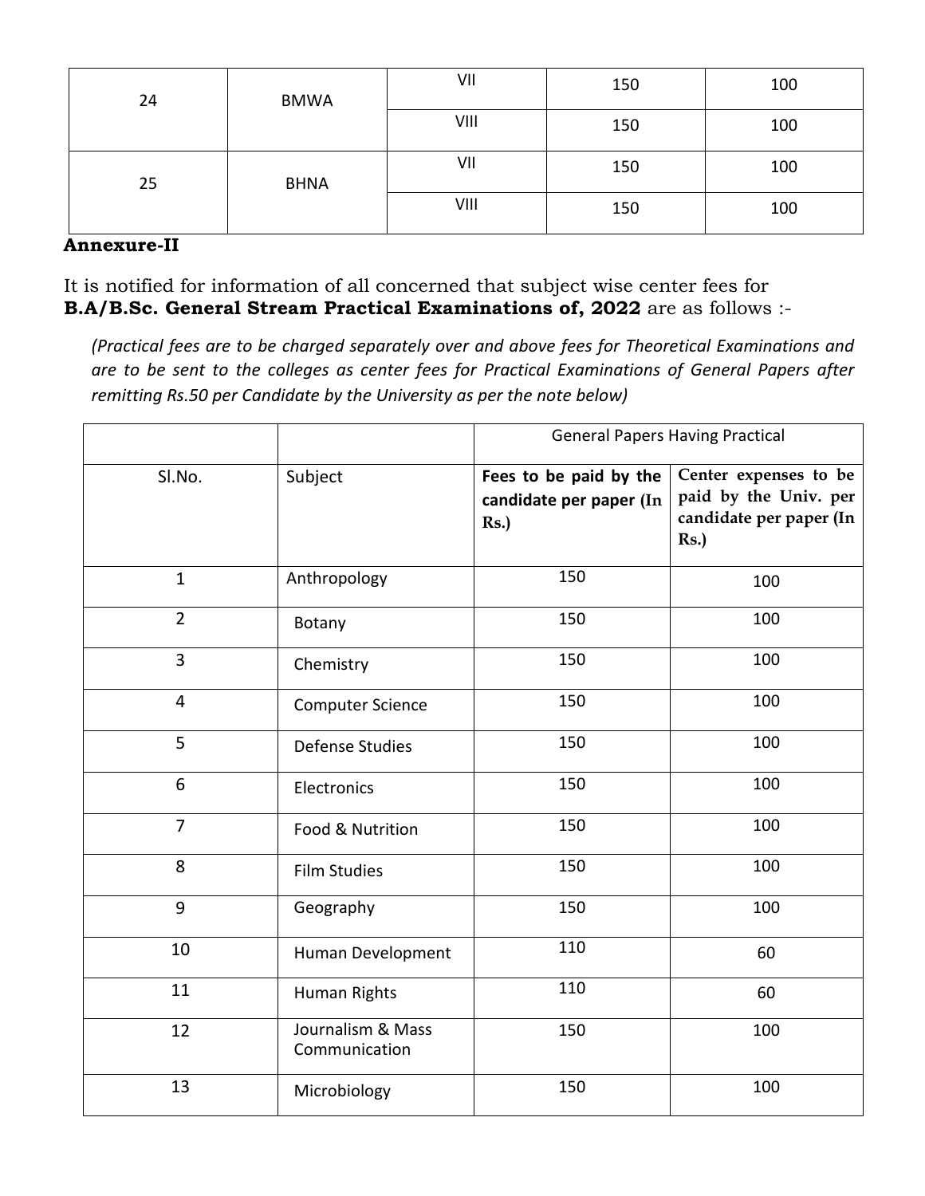| 24 | BMWA | VII | 150 | 100 |
|---|---|---|---|---|
| | | VIII | 150 | 100 |
| 25 | BHNA | VII | 150 | 100 |
| | | VIII | 150 | 100 |

**Annexure-II**

It is notified for information of all concerned that subject wise center fees for **B.A/B.Sc. General Stream Practical Examinations of, 2022** are as follows :-

*(Practical fees are to be charged separately over and above fees for Theoretical Examinations and are to be sent to the colleges as center fees for Practical Examinations of General Papers after remitting Rs.50 per Candidate by the University as per the note below)*

| | | General Papers Having Practical | |
|---|---|---|---|
| Sl.No. | Subject | **Fees to be paid by the candidate per paper (In Rs.)** | **Center expenses to be paid by the Univ. per candidate per paper (In Rs.)** |
| 1 | Anthropology | 150 | 100 |
| 2 | Botany | 150 | 100 |
| 3 | Chemistry | 150 | 100 |
| 4 | Computer Science | 150 | 100 |
| 5 | Defense Studies | 150 | 100 |
| 6 | Electronics | 150 | 100 |
| 7 | Food & Nutrition | 150 | 100 |
| 8 | Film Studies | 150 | 100 |
| 9 | Geography | 150 | 100 |
| 10 | Human Development | 110 | 60 |
| 11 | Human Rights | 110 | 60 |
| 12 | Journalism & Mass Communication | 150 | 100 |
| 13 | Microbiology | 150 | 100 |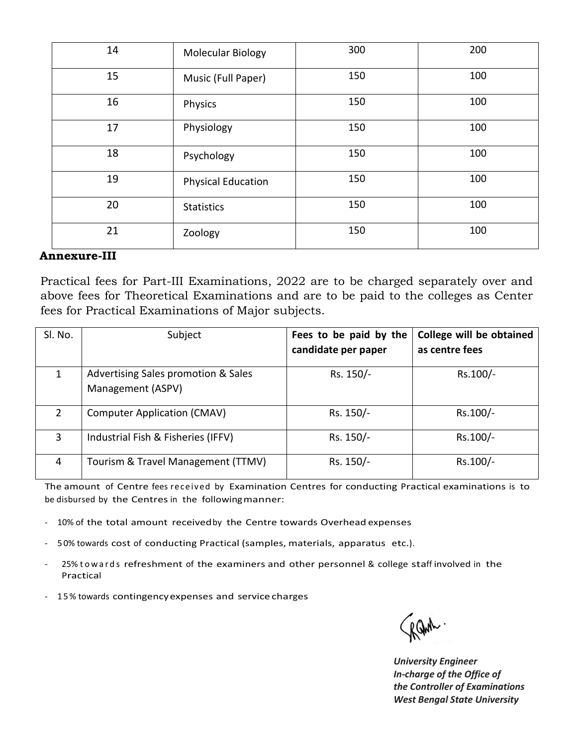| | | | |
|---|---|---|---|
| 14 | Molecular Biology | 300 | 200 |
| 15 | Music (Full Paper) | 150 | 100 |
| 16 | Physics | 150 | 100 |
| 17 | Physiology | 150 | 100 |
| 18 | Psychology | 150 | 100 |
| 19 | Physical Education | 150 | 100 |
| 20 | Statistics | 150 | 100 |
| 21 | Zoology | 150 | 100 |

**Annexure-III**

Practical fees for Part-III Examinations, 2022 are to be charged separately over and above fees for Theoretical Examinations and are to be paid to the colleges as Center fees for Practical Examinations of Major subjects.

| Sl. No. | Subject | **Fees to be paid by the candidate per paper** | **College will be obtained as centre fees** |
|---|---|---|---|
| 1 | Advertising Sales promotion & Sales Management (ASPV) | Rs. 150/- | Rs.100/- |
| 2 | Computer Application (CMAV) | Rs. 150/- | Rs.100/- |
| 3 | Industrial Fish & Fisheries (IFFV) | Rs. 150/- | Rs.100/- |
| 4 | Tourism & Travel Management (TTMV) | Rs. 150/- | Rs.100/- |

The amount of Centre fees received by Examination Centres for conducting Practical examinations is to be disbursed by the Centres in the following manner:

- 10% of the total amount received by the Centre towards Overhead expenses
- 50% towards cost of conducting Practical (samples, materials, apparatus etc.).
- 25% towards refreshment of the examiners and other personnel & college staff involved in the Practical
- 15% towards contingency expenses and service charges

*University Engineer*
*In-charge of the Office of*
*the Controller of Examinations*
*West Bengal State University*